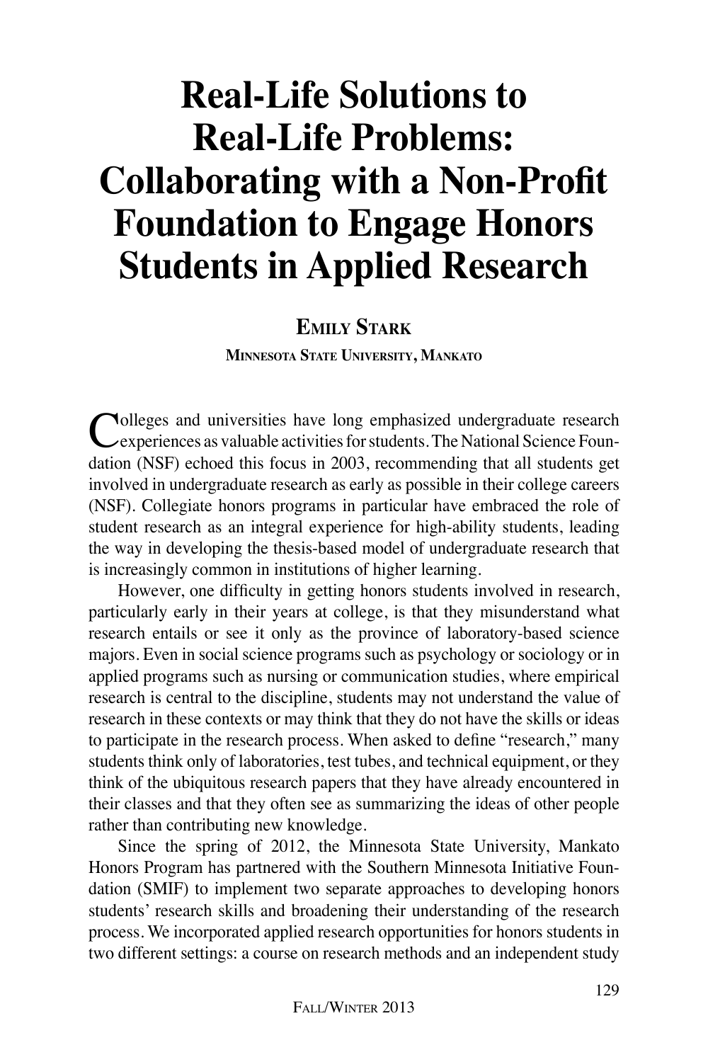# Real-Life Solutions to Real-Life Problems: Collaborating with a Non-Profit Foundation to Engage Honors Students in Applied Research

**Emily Stark**

**Minnesota State University, Mankato**

Colleges and universities have long emphasized undergraduate research experiences as valuable activities for students. The National Science Foundation (NSF) echoed this focus in 2003, recommending that all students get involved in undergraduate research as early as possible in their college careers (NSF). Collegiate honors programs in particular have embraced the role of student research as an integral experience for high-ability students, leading the way in developing the thesis-based model of undergraduate research that is increasingly common in institutions of higher learning.

However, one difficulty in getting honors students involved in research, particularly early in their years at college, is that they misunderstand what research entails or see it only as the province of laboratory-based science majors. Even in social science programs such as psychology or sociology or in applied programs such as nursing or communication studies, where empirical research is central to the discipline, students may not understand the value of research in these contexts or may think that they do not have the skills or ideas to participate in the research process. When asked to define "research," many students think only of laboratories, test tubes, and technical equipment, or they think of the ubiquitous research papers that they have already encountered in their classes and that they often see as summarizing the ideas of other people rather than contributing new knowledge.

Since the spring of 2012, the Minnesota State University, Mankato Honors Program has partnered with the Southern Minnesota Initiative Foundation (SMIF) to implement two separate approaches to developing honors students' research skills and broadening their understanding of the research process. We incorporated applied research opportunities for honors students in two different settings: a course on research methods and an independent study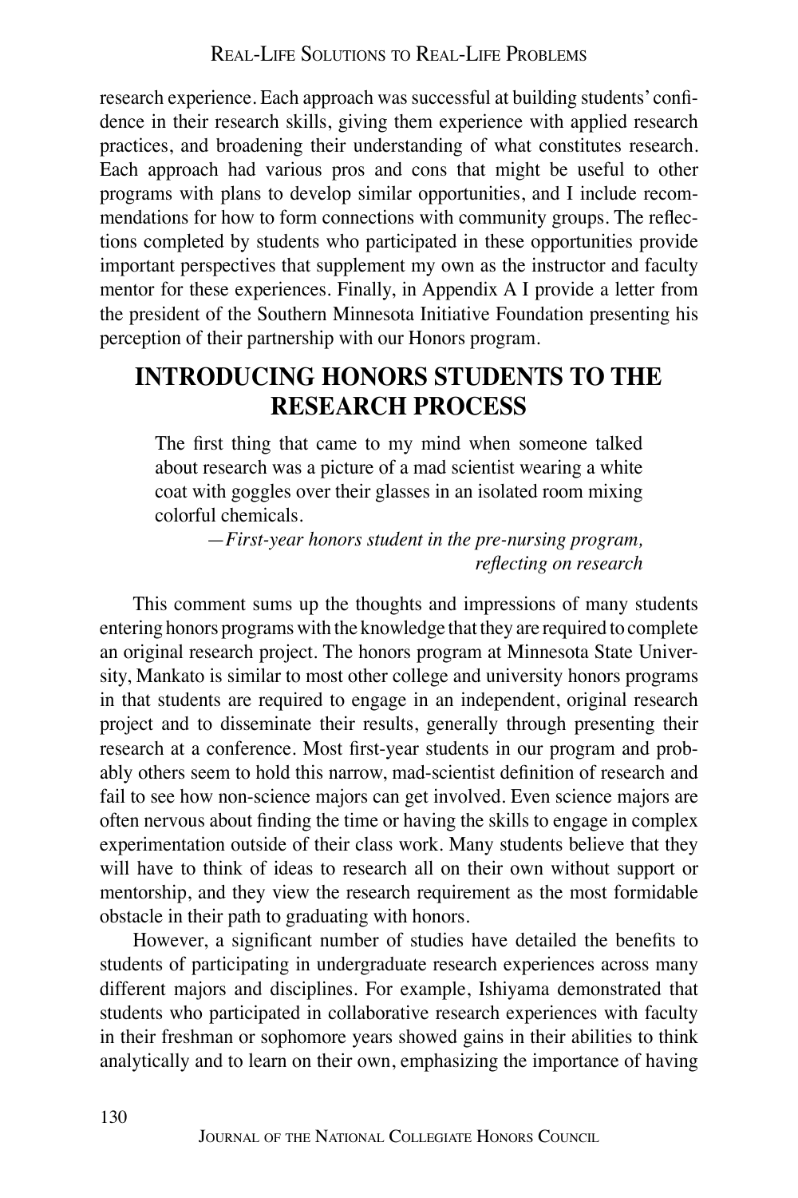research experience. Each approach was successful at building students' confidence in their research skills, giving them experience with applied research practices, and broadening their understanding of what constitutes research. Each approach had various pros and cons that might be useful to other programs with plans to develop similar opportunities, and I include recommendations for how to form connections with community groups. The reflections completed by students who participated in these opportunities provide important perspectives that supplement my own as the instructor and faculty mentor for these experiences. Finally, in Appendix A I provide a letter from the president of the Southern Minnesota Initiative Foundation presenting his perception of their partnership with our Honors program.

## INTRODUCING HONORS STUDENTS TO THE RESEARCH PROCESS

> The first thing that came to my mind when someone talked about research was a picture of a mad scientist wearing a white coat with goggles over their glasses in an isolated room mixing colorful chemicals.
>
> —*First-year honors student in the pre-nursing program, reflecting on research*

This comment sums up the thoughts and impressions of many students entering honors programs with the knowledge that they are required to complete an original research project. The honors program at Minnesota State University, Mankato is similar to most other college and university honors programs in that students are required to engage in an independent, original research project and to disseminate their results, generally through presenting their research at a conference. Most first-year students in our program and probably others seem to hold this narrow, mad-scientist definition of research and fail to see how non-science majors can get involved. Even science majors are often nervous about finding the time or having the skills to engage in complex experimentation outside of their class work. Many students believe that they will have to think of ideas to research all on their own without support or mentorship, and they view the research requirement as the most formidable obstacle in their path to graduating with honors.

However, a significant number of studies have detailed the benefits to students of participating in undergraduate research experiences across many different majors and disciplines. For example, Ishiyama demonstrated that students who participated in collaborative research experiences with faculty in their freshman or sophomore years showed gains in their abilities to think analytically and to learn on their own, emphasizing the importance of having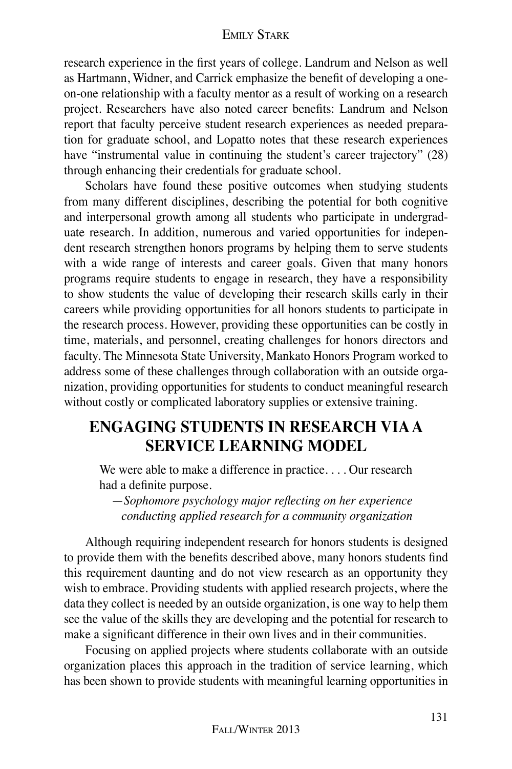research experience in the first years of college. Landrum and Nelson as well as Hartmann, Widner, and Carrick emphasize the benefit of developing a one-on-one relationship with a faculty mentor as a result of working on a research project. Researchers have also noted career benefits: Landrum and Nelson report that faculty perceive student research experiences as needed preparation for graduate school, and Lopatto notes that these research experiences have "instrumental value in continuing the student's career trajectory" (28) through enhancing their credentials for graduate school.

Scholars have found these positive outcomes when studying students from many different disciplines, describing the potential for both cognitive and interpersonal growth among all students who participate in undergraduate research. In addition, numerous and varied opportunities for independent research strengthen honors programs by helping them to serve students with a wide range of interests and career goals. Given that many honors programs require students to engage in research, they have a responsibility to show students the value of developing their research skills early in their careers while providing opportunities for all honors students to participate in the research process. However, providing these opportunities can be costly in time, materials, and personnel, creating challenges for honors directors and faculty. The Minnesota State University, Mankato Honors Program worked to address some of these challenges through collaboration with an outside organization, providing opportunities for students to conduct meaningful research without costly or complicated laboratory supplies or extensive training.

## ENGAGING STUDENTS IN RESEARCH VIA A SERVICE LEARNING MODEL

> We were able to make a difference in practice. . . . Our research had a definite purpose.
>
> —*Sophomore psychology major reflecting on her experience conducting applied research for a community organization*

Although requiring independent research for honors students is designed to provide them with the benefits described above, many honors students find this requirement daunting and do not view research as an opportunity they wish to embrace. Providing students with applied research projects, where the data they collect is needed by an outside organization, is one way to help them see the value of the skills they are developing and the potential for research to make a significant difference in their own lives and in their communities.

Focusing on applied projects where students collaborate with an outside organization places this approach in the tradition of service learning, which has been shown to provide students with meaningful learning opportunities in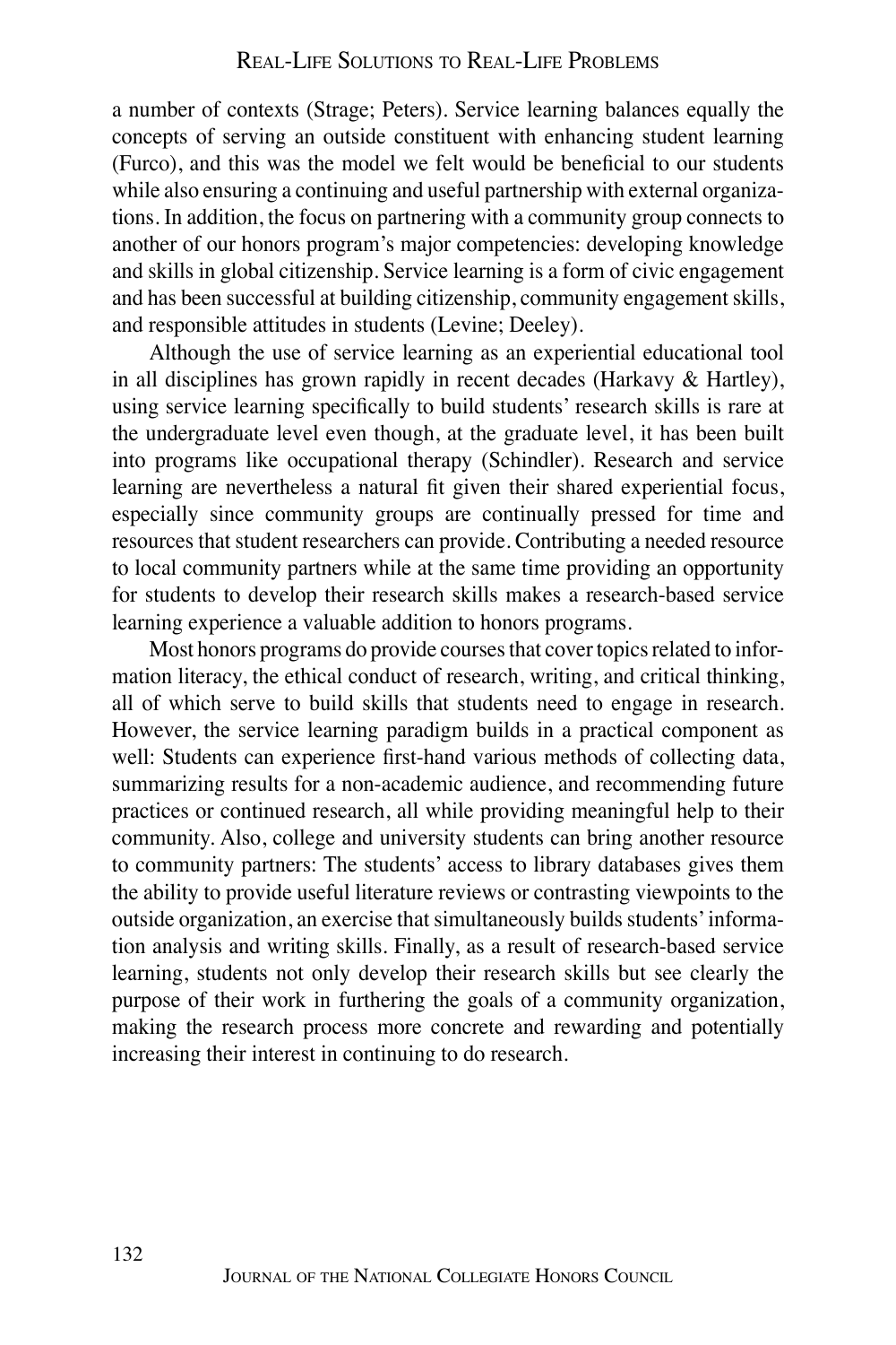a number of contexts (Strage; Peters). Service learning balances equally the concepts of serving an outside constituent with enhancing student learning (Furco), and this was the model we felt would be beneficial to our students while also ensuring a continuing and useful partnership with external organizations. In addition, the focus on partnering with a community group connects to another of our honors program's major competencies: developing knowledge and skills in global citizenship. Service learning is a form of civic engagement and has been successful at building citizenship, community engagement skills, and responsible attitudes in students (Levine; Deeley).

Although the use of service learning as an experiential educational tool in all disciplines has grown rapidly in recent decades (Harkavy & Hartley), using service learning specifically to build students' research skills is rare at the undergraduate level even though, at the graduate level, it has been built into programs like occupational therapy (Schindler). Research and service learning are nevertheless a natural fit given their shared experiential focus, especially since community groups are continually pressed for time and resources that student researchers can provide. Contributing a needed resource to local community partners while at the same time providing an opportunity for students to develop their research skills makes a research-based service learning experience a valuable addition to honors programs.

Most honors programs do provide courses that cover topics related to information literacy, the ethical conduct of research, writing, and critical thinking, all of which serve to build skills that students need to engage in research. However, the service learning paradigm builds in a practical component as well: Students can experience first-hand various methods of collecting data, summarizing results for a non-academic audience, and recommending future practices or continued research, all while providing meaningful help to their community. Also, college and university students can bring another resource to community partners: The students' access to library databases gives them the ability to provide useful literature reviews or contrasting viewpoints to the outside organization, an exercise that simultaneously builds students' information analysis and writing skills. Finally, as a result of research-based service learning, students not only develop their research skills but see clearly the purpose of their work in furthering the goals of a community organization, making the research process more concrete and rewarding and potentially increasing their interest in continuing to do research.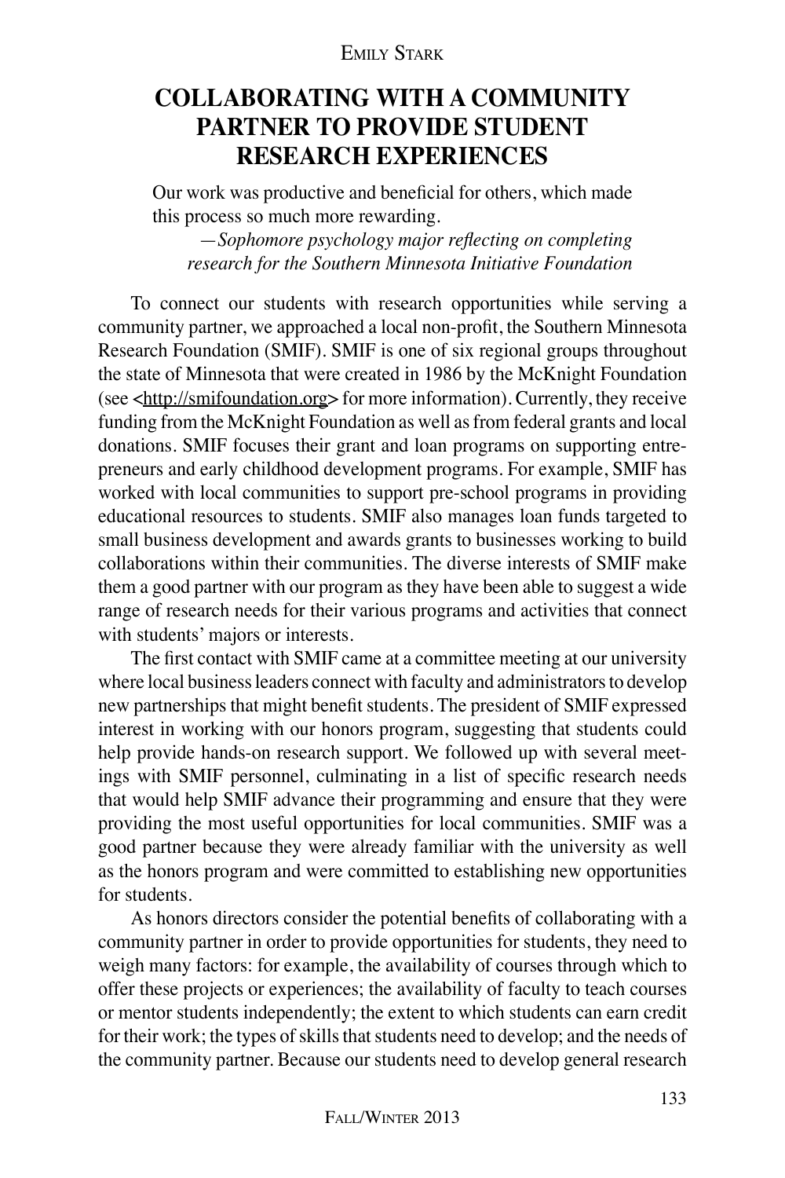Emily Stark

# COLLABORATING WITH A COMMUNITY PARTNER TO PROVIDE STUDENT RESEARCH EXPERIENCES

> Our work was productive and beneficial for others, which made this process so much more rewarding.
>
> —*Sophomore psychology major reflecting on completing research for the Southern Minnesota Initiative Foundation*

To connect our students with research opportunities while serving a community partner, we approached a local non-profit, the Southern Minnesota Research Foundation (SMIF). SMIF is one of six regional groups throughout the state of Minnesota that were created in 1986 by the McKnight Foundation (see <http://smifoundation.org> for more information). Currently, they receive funding from the McKnight Foundation as well as from federal grants and local donations. SMIF focuses their grant and loan programs on supporting entrepreneurs and early childhood development programs. For example, SMIF has worked with local communities to support pre-school programs in providing educational resources to students. SMIF also manages loan funds targeted to small business development and awards grants to businesses working to build collaborations within their communities. The diverse interests of SMIF make them a good partner with our program as they have been able to suggest a wide range of research needs for their various programs and activities that connect with students' majors or interests.

The first contact with SMIF came at a committee meeting at our university where local business leaders connect with faculty and administrators to develop new partnerships that might benefit students. The president of SMIF expressed interest in working with our honors program, suggesting that students could help provide hands-on research support. We followed up with several meetings with SMIF personnel, culminating in a list of specific research needs that would help SMIF advance their programming and ensure that they were providing the most useful opportunities for local communities. SMIF was a good partner because they were already familiar with the university as well as the honors program and were committed to establishing new opportunities for students.

As honors directors consider the potential benefits of collaborating with a community partner in order to provide opportunities for students, they need to weigh many factors: for example, the availability of courses through which to offer these projects or experiences; the availability of faculty to teach courses or mentor students independently; the extent to which students can earn credit for their work; the types of skills that students need to develop; and the needs of the community partner. Because our students need to develop general research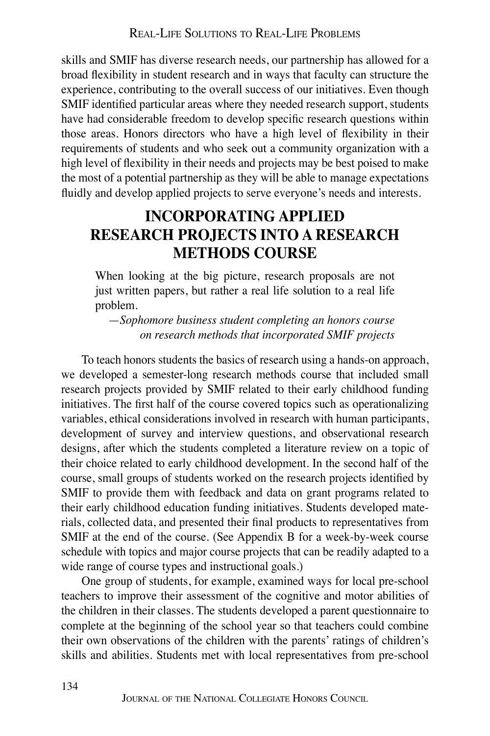skills and SMIF has diverse research needs, our partnership has allowed for a broad flexibility in student research and in ways that faculty can structure the experience, contributing to the overall success of our initiatives. Even though SMIF identified particular areas where they needed research support, students have had considerable freedom to develop specific research questions within those areas. Honors directors who have a high level of flexibility in their requirements of students and who seek out a community organization with a high level of flexibility in their needs and projects may be best poised to make the most of a potential partnership as they will be able to manage expectations fluidly and develop applied projects to serve everyone's needs and interests.

## INCORPORATING APPLIED RESEARCH PROJECTS INTO A RESEARCH METHODS COURSE

> When looking at the big picture, research proposals are not just written papers, but rather a real life solution to a real life problem.
>
> —*Sophomore business student completing an honors course on research methods that incorporated SMIF projects*

To teach honors students the basics of research using a hands-on approach, we developed a semester-long research methods course that included small research projects provided by SMIF related to their early childhood funding initiatives. The first half of the course covered topics such as operationalizing variables, ethical considerations involved in research with human participants, development of survey and interview questions, and observational research designs, after which the students completed a literature review on a topic of their choice related to early childhood development. In the second half of the course, small groups of students worked on the research projects identified by SMIF to provide them with feedback and data on grant programs related to their early childhood education funding initiatives. Students developed materials, collected data, and presented their final products to representatives from SMIF at the end of the course. (See Appendix B for a week-by-week course schedule with topics and major course projects that can be readily adapted to a wide range of course types and instructional goals.)

One group of students, for example, examined ways for local pre-school teachers to improve their assessment of the cognitive and motor abilities of the children in their classes. The students developed a parent questionnaire to complete at the beginning of the school year so that teachers could combine their own observations of the children with the parents' ratings of children's skills and abilities. Students met with local representatives from pre-school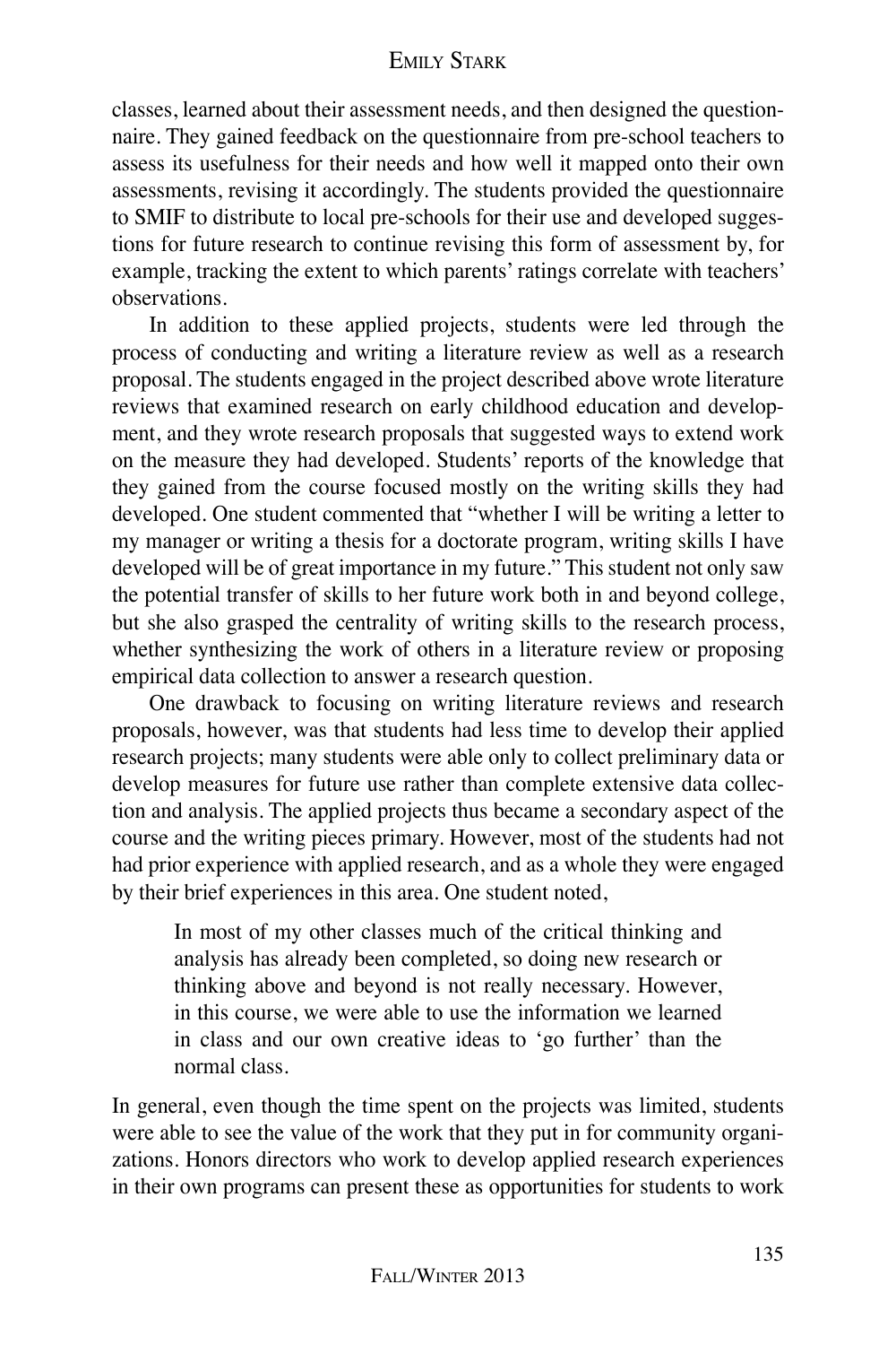classes, learned about their assessment needs, and then designed the questionnaire. They gained feedback on the questionnaire from pre-school teachers to assess its usefulness for their needs and how well it mapped onto their own assessments, revising it accordingly. The students provided the questionnaire to SMIF to distribute to local pre-schools for their use and developed suggestions for future research to continue revising this form of assessment by, for example, tracking the extent to which parents' ratings correlate with teachers' observations.

In addition to these applied projects, students were led through the process of conducting and writing a literature review as well as a research proposal. The students engaged in the project described above wrote literature reviews that examined research on early childhood education and development, and they wrote research proposals that suggested ways to extend work on the measure they had developed. Students' reports of the knowledge that they gained from the course focused mostly on the writing skills they had developed. One student commented that "whether I will be writing a letter to my manager or writing a thesis for a doctorate program, writing skills I have developed will be of great importance in my future." This student not only saw the potential transfer of skills to her future work both in and beyond college, but she also grasped the centrality of writing skills to the research process, whether synthesizing the work of others in a literature review or proposing empirical data collection to answer a research question.

One drawback to focusing on writing literature reviews and research proposals, however, was that students had less time to develop their applied research projects; many students were able only to collect preliminary data or develop measures for future use rather than complete extensive data collection and analysis. The applied projects thus became a secondary aspect of the course and the writing pieces primary. However, most of the students had not had prior experience with applied research, and as a whole they were engaged by their brief experiences in this area. One student noted,

> In most of my other classes much of the critical thinking and analysis has already been completed, so doing new research or thinking above and beyond is not really necessary. However, in this course, we were able to use the information we learned in class and our own creative ideas to 'go further' than the normal class.

In general, even though the time spent on the projects was limited, students were able to see the value of the work that they put in for community organizations. Honors directors who work to develop applied research experiences in their own programs can present these as opportunities for students to work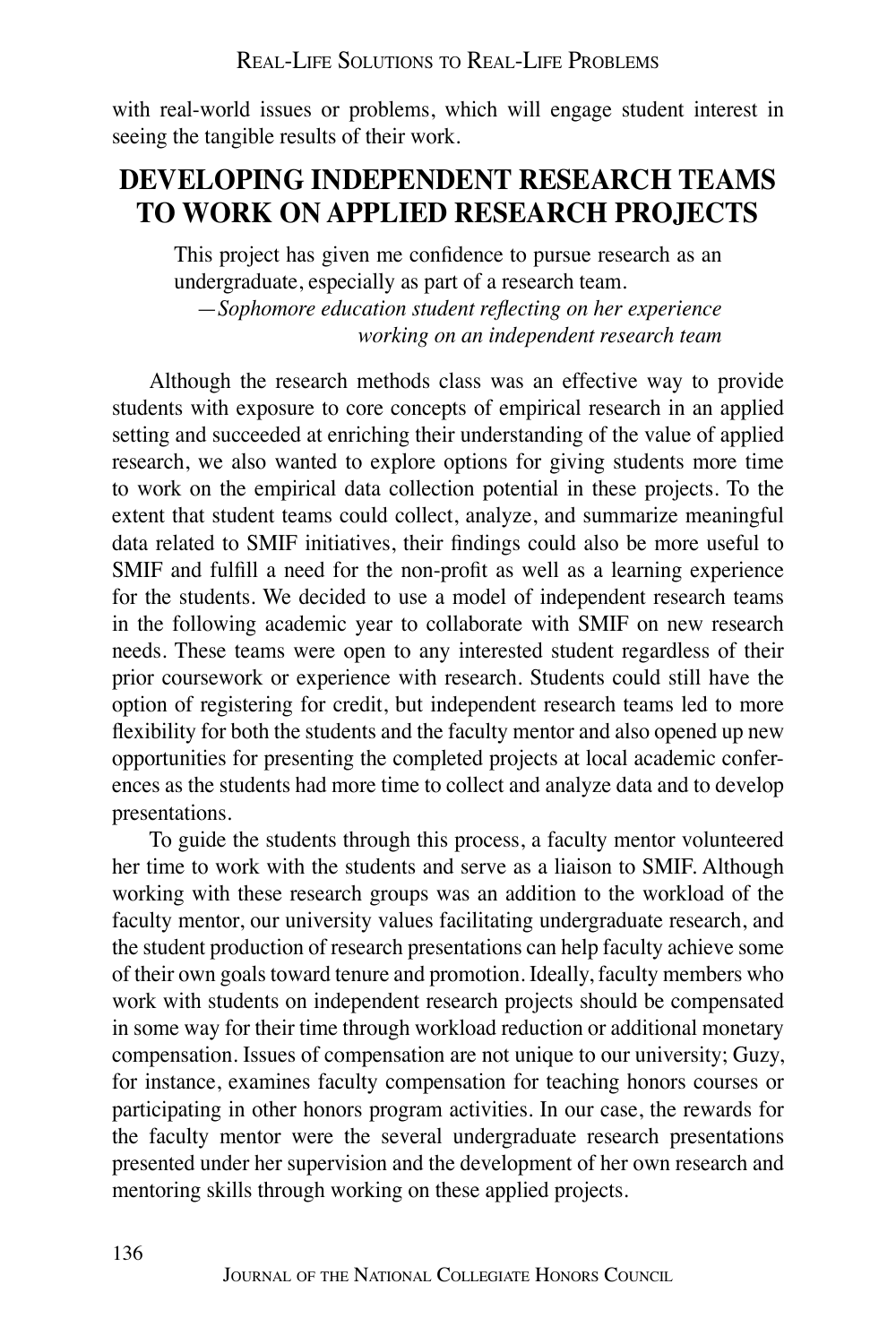with real-world issues or problems, which will engage student interest in seeing the tangible results of their work.

## DEVELOPING INDEPENDENT RESEARCH TEAMS TO WORK ON APPLIED RESEARCH PROJECTS

> This project has given me confidence to pursue research as an undergraduate, especially as part of a research team.
>
> —*Sophomore education student reflecting on her experience working on an independent research team*

Although the research methods class was an effective way to provide students with exposure to core concepts of empirical research in an applied setting and succeeded at enriching their understanding of the value of applied research, we also wanted to explore options for giving students more time to work on the empirical data collection potential in these projects. To the extent that student teams could collect, analyze, and summarize meaningful data related to SMIF initiatives, their findings could also be more useful to SMIF and fulfill a need for the non-profit as well as a learning experience for the students. We decided to use a model of independent research teams in the following academic year to collaborate with SMIF on new research needs. These teams were open to any interested student regardless of their prior coursework or experience with research. Students could still have the option of registering for credit, but independent research teams led to more flexibility for both the students and the faculty mentor and also opened up new opportunities for presenting the completed projects at local academic conferences as the students had more time to collect and analyze data and to develop presentations.

To guide the students through this process, a faculty mentor volunteered her time to work with the students and serve as a liaison to SMIF. Although working with these research groups was an addition to the workload of the faculty mentor, our university values facilitating undergraduate research, and the student production of research presentations can help faculty achieve some of their own goals toward tenure and promotion. Ideally, faculty members who work with students on independent research projects should be compensated in some way for their time through workload reduction or additional monetary compensation. Issues of compensation are not unique to our university; Guzy, for instance, examines faculty compensation for teaching honors courses or participating in other honors program activities. In our case, the rewards for the faculty mentor were the several undergraduate research presentations presented under her supervision and the development of her own research and mentoring skills through working on these applied projects.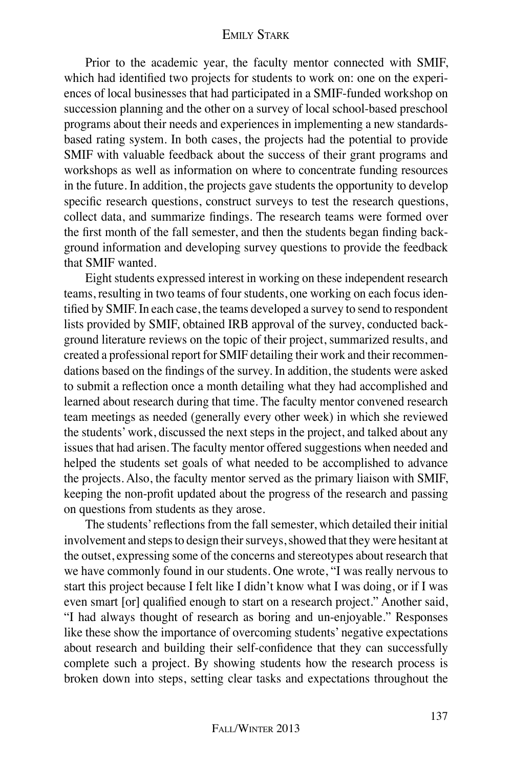Prior to the academic year, the faculty mentor connected with SMIF, which had identified two projects for students to work on: one on the experiences of local businesses that had participated in a SMIF-funded workshop on succession planning and the other on a survey of local school-based preschool programs about their needs and experiences in implementing a new standards-based rating system. In both cases, the projects had the potential to provide SMIF with valuable feedback about the success of their grant programs and workshops as well as information on where to concentrate funding resources in the future. In addition, the projects gave students the opportunity to develop specific research questions, construct surveys to test the research questions, collect data, and summarize findings. The research teams were formed over the first month of the fall semester, and then the students began finding background information and developing survey questions to provide the feedback that SMIF wanted.

Eight students expressed interest in working on these independent research teams, resulting in two teams of four students, one working on each focus identified by SMIF. In each case, the teams developed a survey to send to respondent lists provided by SMIF, obtained IRB approval of the survey, conducted background literature reviews on the topic of their project, summarized results, and created a professional report for SMIF detailing their work and their recommendations based on the findings of the survey. In addition, the students were asked to submit a reflection once a month detailing what they had accomplished and learned about research during that time. The faculty mentor convened research team meetings as needed (generally every other week) in which she reviewed the students' work, discussed the next steps in the project, and talked about any issues that had arisen. The faculty mentor offered suggestions when needed and helped the students set goals of what needed to be accomplished to advance the projects. Also, the faculty mentor served as the primary liaison with SMIF, keeping the non-profit updated about the progress of the research and passing on questions from students as they arose.

The students' reflections from the fall semester, which detailed their initial involvement and steps to design their surveys, showed that they were hesitant at the outset, expressing some of the concerns and stereotypes about research that we have commonly found in our students. One wrote, "I was really nervous to start this project because I felt like I didn't know what I was doing, or if I was even smart [or] qualified enough to start on a research project." Another said, "I had always thought of research as boring and un-enjoyable." Responses like these show the importance of overcoming students' negative expectations about research and building their self-confidence that they can successfully complete such a project. By showing students how the research process is broken down into steps, setting clear tasks and expectations throughout the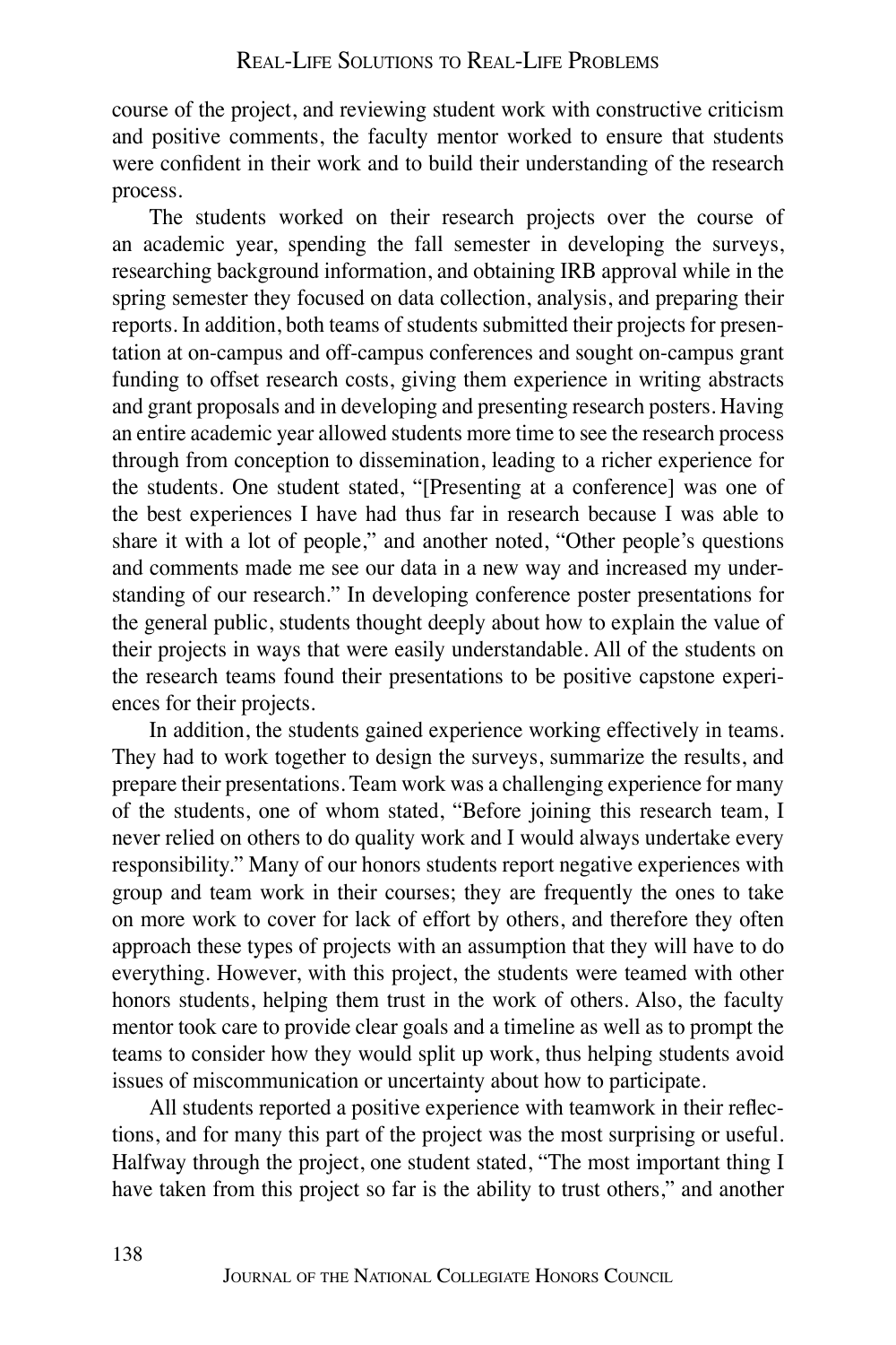course of the project, and reviewing student work with constructive criticism and positive comments, the faculty mentor worked to ensure that students were confident in their work and to build their understanding of the research process.

The students worked on their research projects over the course of an academic year, spending the fall semester in developing the surveys, researching background information, and obtaining IRB approval while in the spring semester they focused on data collection, analysis, and preparing their reports. In addition, both teams of students submitted their projects for presentation at on-campus and off-campus conferences and sought on-campus grant funding to offset research costs, giving them experience in writing abstracts and grant proposals and in developing and presenting research posters. Having an entire academic year allowed students more time to see the research process through from conception to dissemination, leading to a richer experience for the students. One student stated, "[Presenting at a conference] was one of the best experiences I have had thus far in research because I was able to share it with a lot of people," and another noted, "Other people's questions and comments made me see our data in a new way and increased my understanding of our research." In developing conference poster presentations for the general public, students thought deeply about how to explain the value of their projects in ways that were easily understandable. All of the students on the research teams found their presentations to be positive capstone experiences for their projects.

In addition, the students gained experience working effectively in teams. They had to work together to design the surveys, summarize the results, and prepare their presentations. Team work was a challenging experience for many of the students, one of whom stated, "Before joining this research team, I never relied on others to do quality work and I would always undertake every responsibility." Many of our honors students report negative experiences with group and team work in their courses; they are frequently the ones to take on more work to cover for lack of effort by others, and therefore they often approach these types of projects with an assumption that they will have to do everything. However, with this project, the students were teamed with other honors students, helping them trust in the work of others. Also, the faculty mentor took care to provide clear goals and a timeline as well as to prompt the teams to consider how they would split up work, thus helping students avoid issues of miscommunication or uncertainty about how to participate.

All students reported a positive experience with teamwork in their reflections, and for many this part of the project was the most surprising or useful. Halfway through the project, one student stated, "The most important thing I have taken from this project so far is the ability to trust others," and another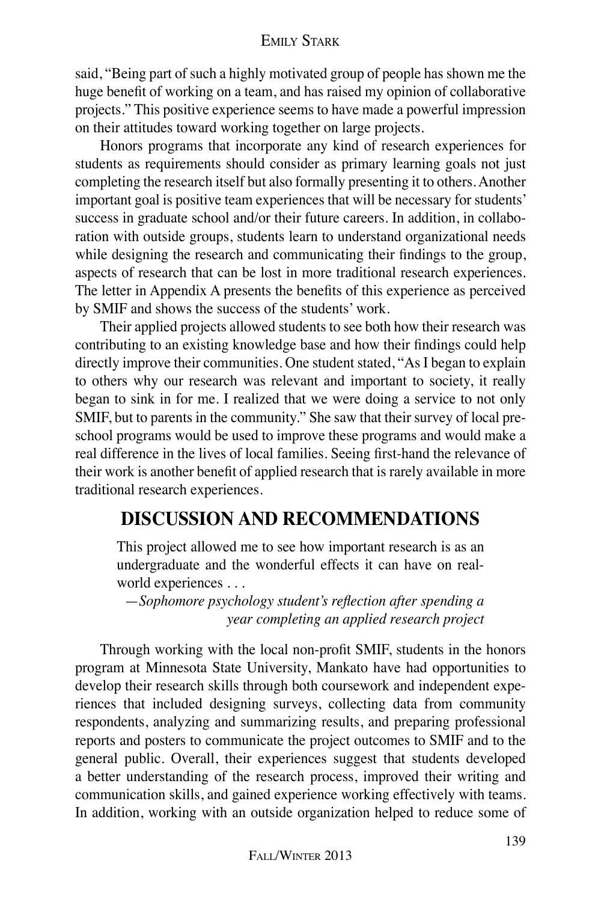said, "Being part of such a highly motivated group of people has shown me the huge benefit of working on a team, and has raised my opinion of collaborative projects." This positive experience seems to have made a powerful impression on their attitudes toward working together on large projects.

Honors programs that incorporate any kind of research experiences for students as requirements should consider as primary learning goals not just completing the research itself but also formally presenting it to others. Another important goal is positive team experiences that will be necessary for students' success in graduate school and/or their future careers. In addition, in collaboration with outside groups, students learn to understand organizational needs while designing the research and communicating their findings to the group, aspects of research that can be lost in more traditional research experiences. The letter in Appendix A presents the benefits of this experience as perceived by SMIF and shows the success of the students' work.

Their applied projects allowed students to see both how their research was contributing to an existing knowledge base and how their findings could help directly improve their communities. One student stated, "As I began to explain to others why our research was relevant and important to society, it really began to sink in for me. I realized that we were doing a service to not only SMIF, but to parents in the community." She saw that their survey of local preschool programs would be used to improve these programs and would make a real difference in the lives of local families. Seeing first-hand the relevance of their work is another benefit of applied research that is rarely available in more traditional research experiences.

## DISCUSSION AND RECOMMENDATIONS

> This project allowed me to see how important research is as an undergraduate and the wonderful effects it can have on real-world experiences . . .
>
> —*Sophomore psychology student's reflection after spending a year completing an applied research project*

Through working with the local non-profit SMIF, students in the honors program at Minnesota State University, Mankato have had opportunities to develop their research skills through both coursework and independent experiences that included designing surveys, collecting data from community respondents, analyzing and summarizing results, and preparing professional reports and posters to communicate the project outcomes to SMIF and to the general public. Overall, their experiences suggest that students developed a better understanding of the research process, improved their writing and communication skills, and gained experience working effectively with teams. In addition, working with an outside organization helped to reduce some of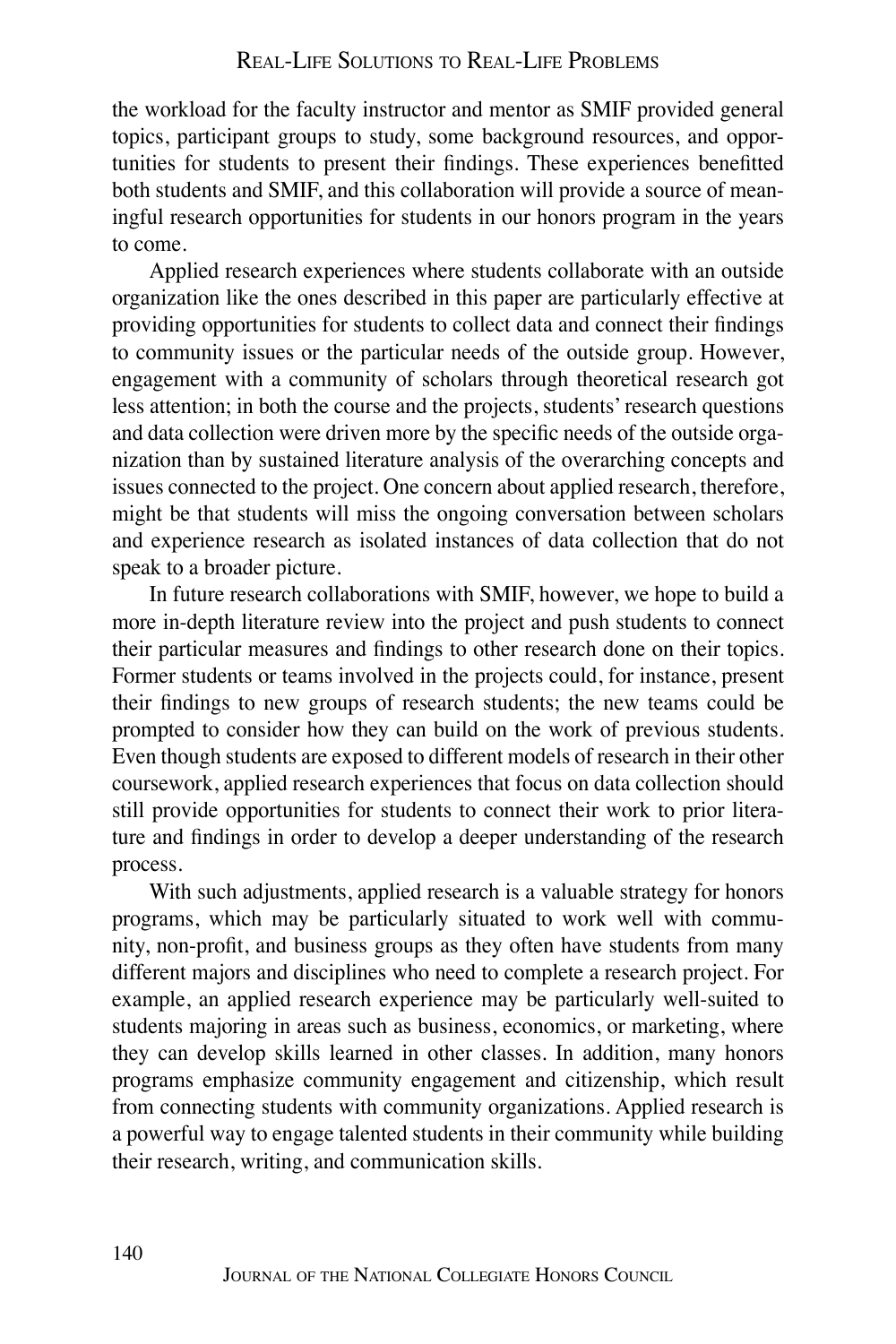the workload for the faculty instructor and mentor as SMIF provided general topics, participant groups to study, some background resources, and opportunities for students to present their findings. These experiences benefitted both students and SMIF, and this collaboration will provide a source of meaningful research opportunities for students in our honors program in the years to come.

Applied research experiences where students collaborate with an outside organization like the ones described in this paper are particularly effective at providing opportunities for students to collect data and connect their findings to community issues or the particular needs of the outside group. However, engagement with a community of scholars through theoretical research got less attention; in both the course and the projects, students' research questions and data collection were driven more by the specific needs of the outside organization than by sustained literature analysis of the overarching concepts and issues connected to the project. One concern about applied research, therefore, might be that students will miss the ongoing conversation between scholars and experience research as isolated instances of data collection that do not speak to a broader picture.

In future research collaborations with SMIF, however, we hope to build a more in-depth literature review into the project and push students to connect their particular measures and findings to other research done on their topics. Former students or teams involved in the projects could, for instance, present their findings to new groups of research students; the new teams could be prompted to consider how they can build on the work of previous students. Even though students are exposed to different models of research in their other coursework, applied research experiences that focus on data collection should still provide opportunities for students to connect their work to prior literature and findings in order to develop a deeper understanding of the research process.

With such adjustments, applied research is a valuable strategy for honors programs, which may be particularly situated to work well with community, non-profit, and business groups as they often have students from many different majors and disciplines who need to complete a research project. For example, an applied research experience may be particularly well-suited to students majoring in areas such as business, economics, or marketing, where they can develop skills learned in other classes. In addition, many honors programs emphasize community engagement and citizenship, which result from connecting students with community organizations. Applied research is a powerful way to engage talented students in their community while building their research, writing, and communication skills.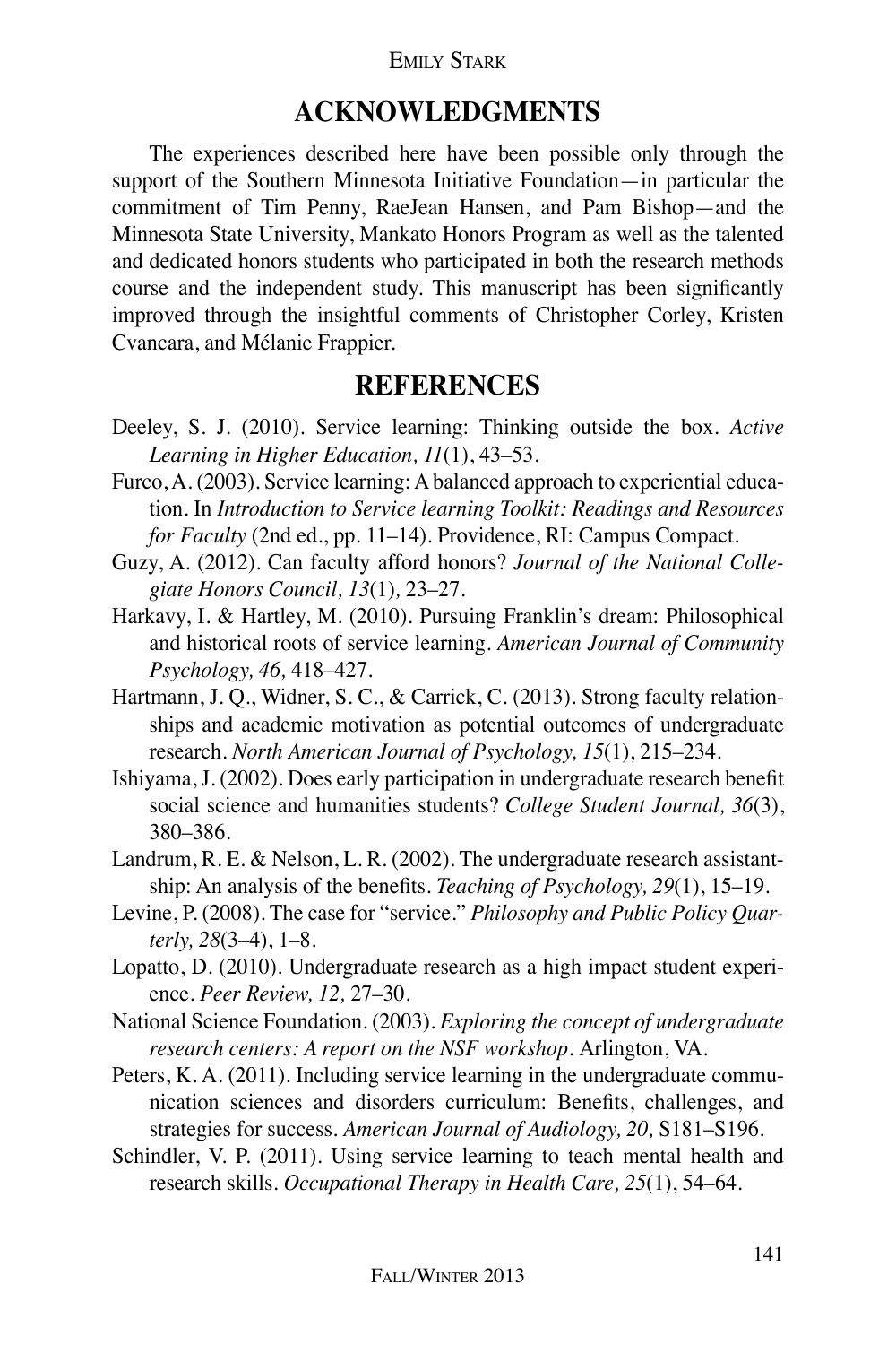## ACKNOWLEDGMENTS

The experiences described here have been possible only through the support of the Southern Minnesota Initiative Foundation—in particular the commitment of Tim Penny, RaeJean Hansen, and Pam Bishop—and the Minnesota State University, Mankato Honors Program as well as the talented and dedicated honors students who participated in both the research methods course and the independent study. This manuscript has been significantly improved through the insightful comments of Christopher Corley, Kristen Cvancara, and Mélanie Frappier.

## REFERENCES

Deeley, S. J. (2010). Service learning: Thinking outside the box. *Active Learning in Higher Education, 11*(1), 43–53.

Furco, A. (2003). Service learning: A balanced approach to experiential education. In *Introduction to Service learning Toolkit: Readings and Resources for Faculty* (2nd ed., pp. 11–14). Providence, RI: Campus Compact.

Guzy, A. (2012). Can faculty afford honors? *Journal of the National Collegiate Honors Council, 13*(1), 23–27.

Harkavy, I. & Hartley, M. (2010). Pursuing Franklin's dream: Philosophical and historical roots of service learning. *American Journal of Community Psychology, 46,* 418–427.

Hartmann, J. Q., Widner, S. C., & Carrick, C. (2013). Strong faculty relationships and academic motivation as potential outcomes of undergraduate research. *North American Journal of Psychology, 15*(1), 215–234.

Ishiyama, J. (2002). Does early participation in undergraduate research benefit social science and humanities students? *College Student Journal, 36*(3), 380–386.

Landrum, R. E. & Nelson, L. R. (2002). The undergraduate research assistantship: An analysis of the benefits. *Teaching of Psychology, 29*(1), 15–19.

Levine, P. (2008). The case for "service." *Philosophy and Public Policy Quarterly, 28*(3–4), 1–8.

Lopatto, D. (2010). Undergraduate research as a high impact student experience. *Peer Review, 12,* 27–30.

National Science Foundation. (2003). *Exploring the concept of undergraduate research centers: A report on the NSF workshop*. Arlington, VA.

Peters, K. A. (2011). Including service learning in the undergraduate communication sciences and disorders curriculum: Benefits, challenges, and strategies for success. *American Journal of Audiology, 20,* S181–S196.

Schindler, V. P. (2011). Using service learning to teach mental health and research skills. *Occupational Therapy in Health Care, 25*(1), 54–64.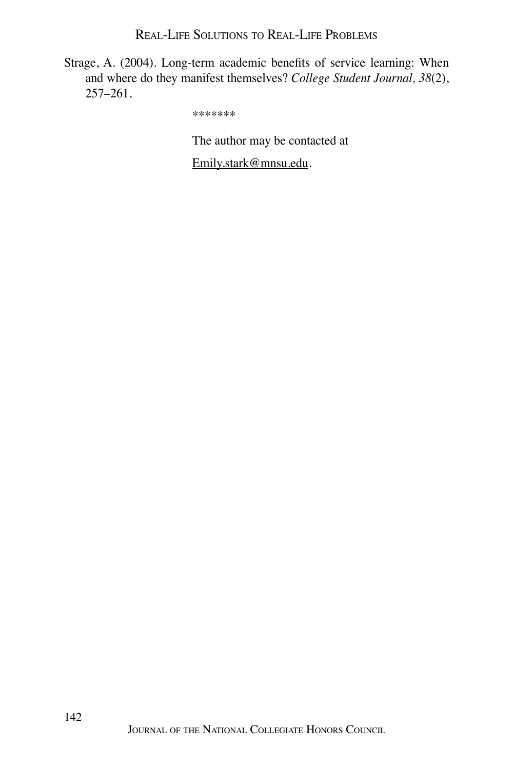Strage, A. (2004). Long-term academic benefits of service learning: When and where do they manifest themselves? *College Student Journal, 38*(2), 257–261.

*******

The author may be contacted at

Emily.stark@mnsu.edu.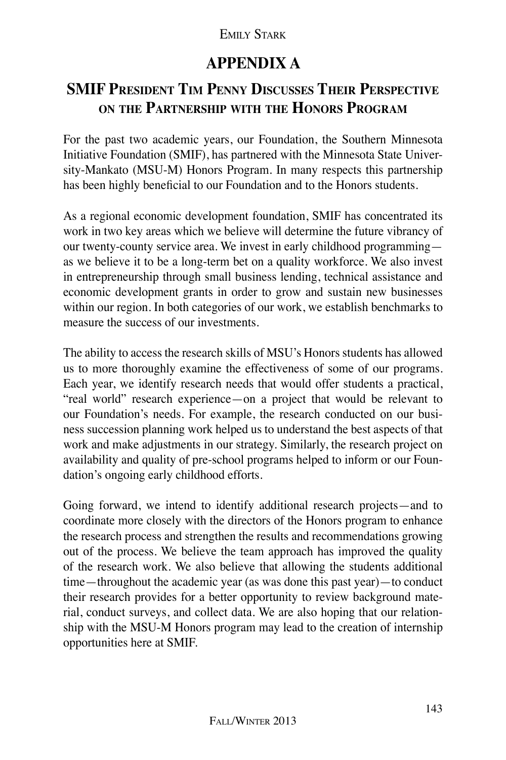# APPENDIX A

## SMIF President Tim Penny Discusses Their Perspective on the Partnership with the Honors Program

For the past two academic years, our Foundation, the Southern Minnesota Initiative Foundation (SMIF), has partnered with the Minnesota State University-Mankato (MSU-M) Honors Program. In many respects this partnership has been highly beneficial to our Foundation and to the Honors students.

As a regional economic development foundation, SMIF has concentrated its work in two key areas which we believe will determine the future vibrancy of our twenty-county service area. We invest in early childhood programming—as we believe it to be a long-term bet on a quality workforce. We also invest in entrepreneurship through small business lending, technical assistance and economic development grants in order to grow and sustain new businesses within our region. In both categories of our work, we establish benchmarks to measure the success of our investments.

The ability to access the research skills of MSU's Honors students has allowed us to more thoroughly examine the effectiveness of some of our programs. Each year, we identify research needs that would offer students a practical, "real world" research experience—on a project that would be relevant to our Foundation's needs. For example, the research conducted on our business succession planning work helped us to understand the best aspects of that work and make adjustments in our strategy. Similarly, the research project on availability and quality of pre-school programs helped to inform or our Foundation's ongoing early childhood efforts.

Going forward, we intend to identify additional research projects—and to coordinate more closely with the directors of the Honors program to enhance the research process and strengthen the results and recommendations growing out of the process. We believe the team approach has improved the quality of the research work. We also believe that allowing the students additional time—throughout the academic year (as was done this past year)—to conduct their research provides for a better opportunity to review background material, conduct surveys, and collect data. We are also hoping that our relationship with the MSU-M Honors program may lead to the creation of internship opportunities here at SMIF.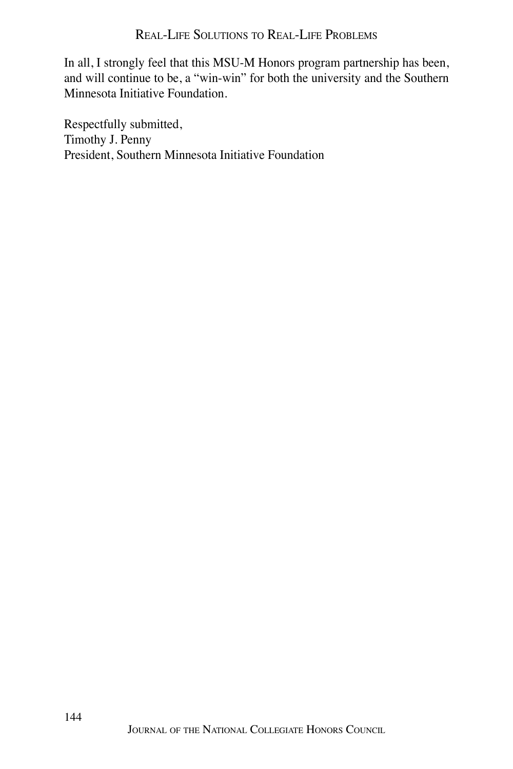In all, I strongly feel that this MSU-M Honors program partnership has been, and will continue to be, a "win-win" for both the university and the Southern Minnesota Initiative Foundation.

Respectfully submitted,
Timothy J. Penny
President, Southern Minnesota Initiative Foundation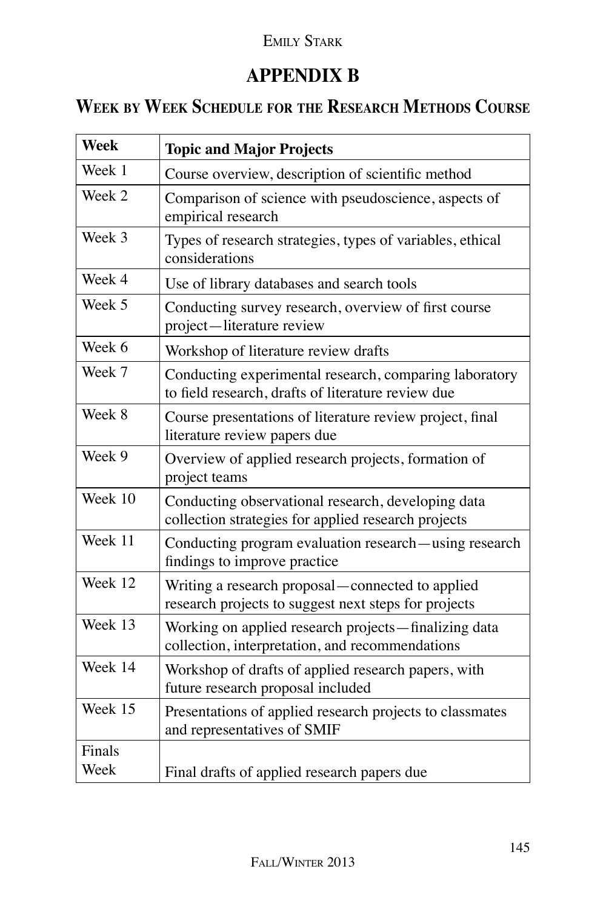# APPENDIX B

## Week by Week Schedule for the Research Methods Course

| Week | Topic and Major Projects |
|---|---|
| Week 1 | Course overview, description of scientific method |
| Week 2 | Comparison of science with pseudoscience, aspects of empirical research |
| Week 3 | Types of research strategies, types of variables, ethical considerations |
| Week 4 | Use of library databases and search tools |
| Week 5 | Conducting survey research, overview of first course project—literature review |
| Week 6 | Workshop of literature review drafts |
| Week 7 | Conducting experimental research, comparing laboratory to field research, drafts of literature review due |
| Week 8 | Course presentations of literature review project, final literature review papers due |
| Week 9 | Overview of applied research projects, formation of project teams |
| Week 10 | Conducting observational research, developing data collection strategies for applied research projects |
| Week 11 | Conducting program evaluation research—using research findings to improve practice |
| Week 12 | Writing a research proposal—connected to applied research projects to suggest next steps for projects |
| Week 13 | Working on applied research projects—finalizing data collection, interpretation, and recommendations |
| Week 14 | Workshop of drafts of applied research papers, with future research proposal included |
| Week 15 | Presentations of applied research projects to classmates and representatives of SMIF |
| Finals Week | Final drafts of applied research papers due |